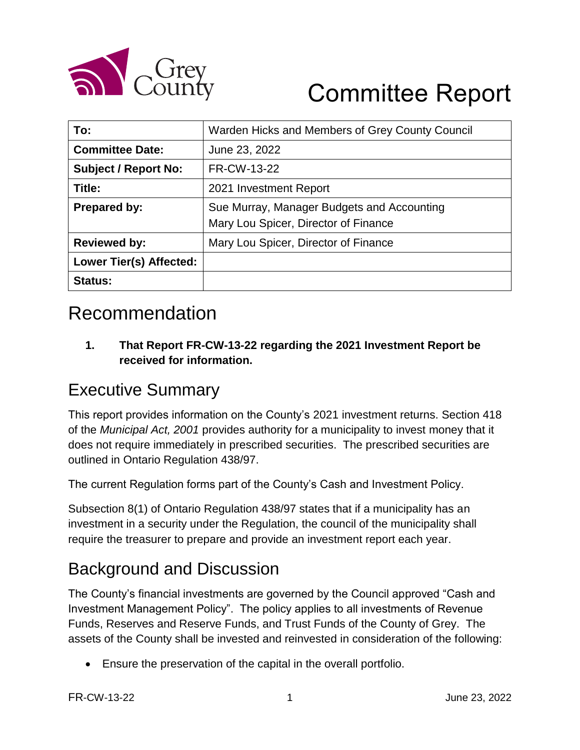Grey County

# Committee Report

| To: | Warden Hicks and Members of Grey County Council |
|---|---|
| **Committee Date:** | June 23, 2022 |
| **Subject / Report No:** | FR-CW-13-22 |
| **Title:** | 2021 Investment Report |
| **Prepared by:** | Sue Murray, Manager Budgets and Accounting<br>Mary Lou Spicer, Director of Finance |
| **Reviewed by:** | Mary Lou Spicer, Director of Finance |
| **Lower Tier(s) Affected:** | |
| **Status:** | |

## Recommendation

1. **That Report FR-CW-13-22 regarding the 2021 Investment Report be received for information.**

## Executive Summary

This report provides information on the County's 2021 investment returns. Section 418 of the *Municipal Act, 2001* provides authority for a municipality to invest money that it does not require immediately in prescribed securities. The prescribed securities are outlined in Ontario Regulation 438/97.

The current Regulation forms part of the County's Cash and Investment Policy.

Subsection 8(1) of Ontario Regulation 438/97 states that if a municipality has an investment in a security under the Regulation, the council of the municipality shall require the treasurer to prepare and provide an investment report each year.

## Background and Discussion

The County's financial investments are governed by the Council approved "Cash and Investment Management Policy". The policy applies to all investments of Revenue Funds, Reserves and Reserve Funds, and Trust Funds of the County of Grey. The assets of the County shall be invested and reinvested in consideration of the following:

- Ensure the preservation of the capital in the overall portfolio.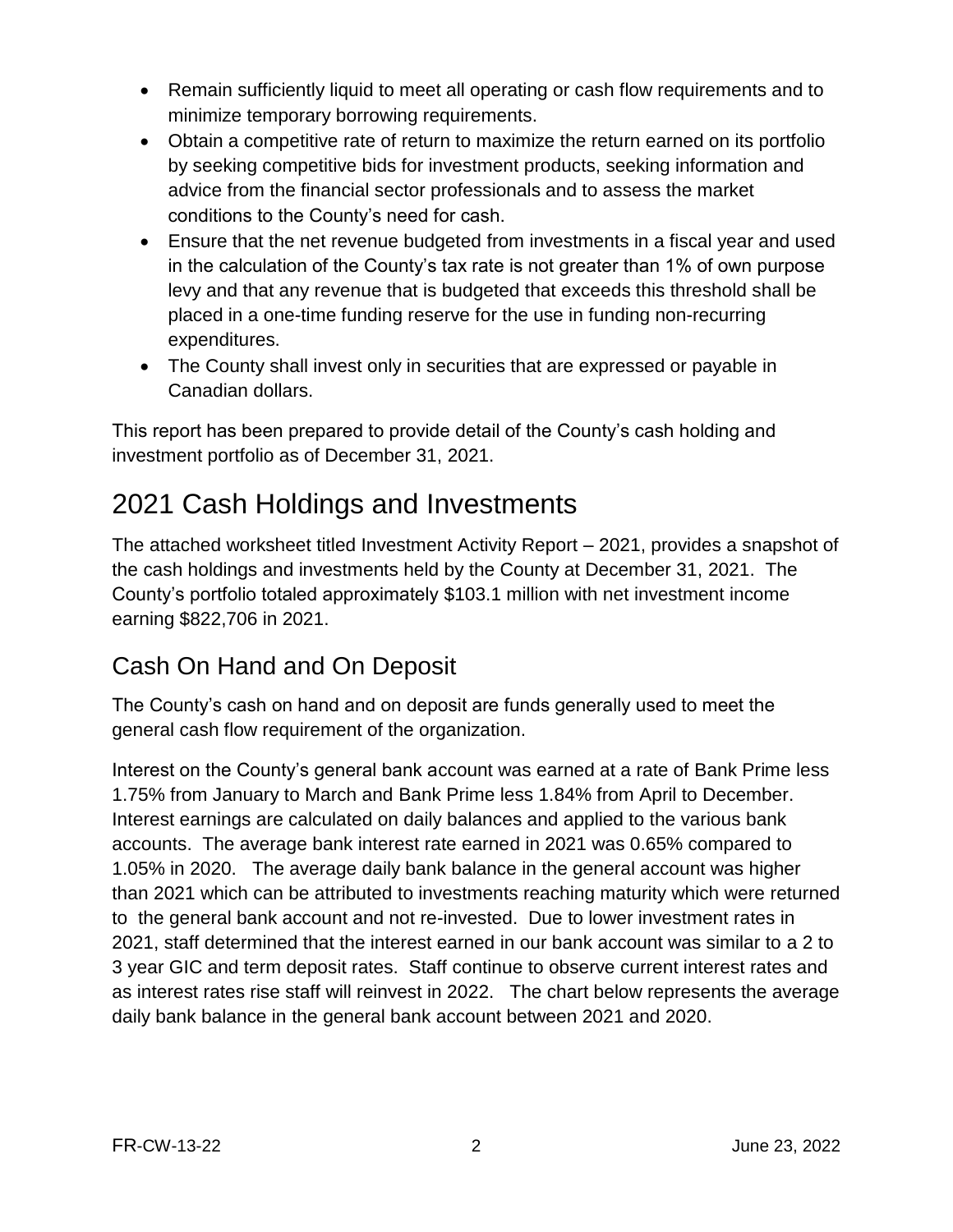- Remain sufficiently liquid to meet all operating or cash flow requirements and to minimize temporary borrowing requirements.
- Obtain a competitive rate of return to maximize the return earned on its portfolio by seeking competitive bids for investment products, seeking information and advice from the financial sector professionals and to assess the market conditions to the County's need for cash.
- Ensure that the net revenue budgeted from investments in a fiscal year and used in the calculation of the County's tax rate is not greater than 1% of own purpose levy and that any revenue that is budgeted that exceeds this threshold shall be placed in a one-time funding reserve for the use in funding non-recurring expenditures.
- The County shall invest only in securities that are expressed or payable in Canadian dollars.

This report has been prepared to provide detail of the County's cash holding and investment portfolio as of December 31, 2021.

# 2021 Cash Holdings and Investments

The attached worksheet titled Investment Activity Report – 2021, provides a snapshot of the cash holdings and investments held by the County at December 31, 2021. The County's portfolio totaled approximately $103.1 million with net investment income earning $822,706 in 2021.

## Cash On Hand and On Deposit

The County's cash on hand and on deposit are funds generally used to meet the general cash flow requirement of the organization.

Interest on the County's general bank account was earned at a rate of Bank Prime less 1.75% from January to March and Bank Prime less 1.84% from April to December. Interest earnings are calculated on daily balances and applied to the various bank accounts. The average bank interest rate earned in 2021 was 0.65% compared to 1.05% in 2020. The average daily bank balance in the general account was higher than 2021 which can be attributed to investments reaching maturity which were returned to the general bank account and not re-invested. Due to lower investment rates in 2021, staff determined that the interest earned in our bank account was similar to a 2 to 3 year GIC and term deposit rates. Staff continue to observe current interest rates and as interest rates rise staff will reinvest in 2022. The chart below represents the average daily bank balance in the general bank account between 2021 and 2020.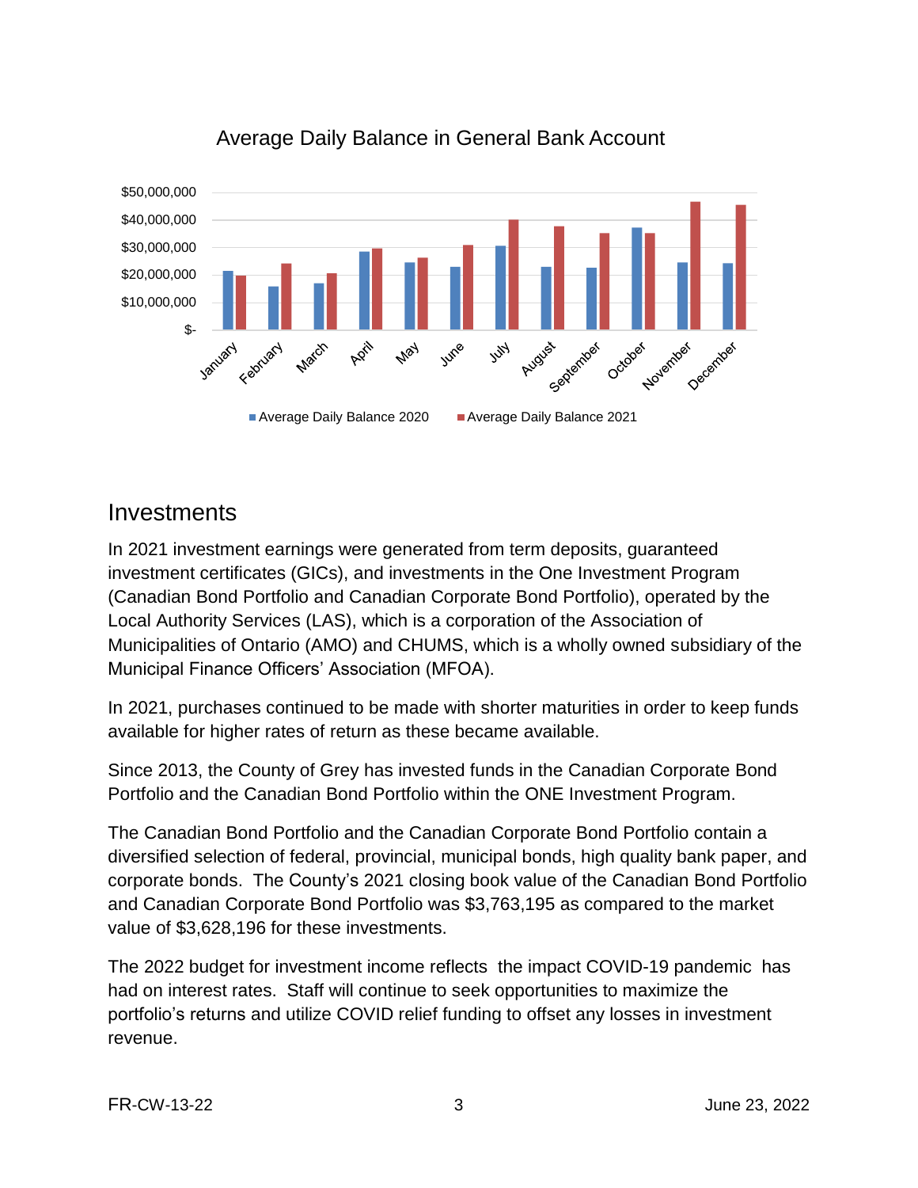Average Daily Balance in General Bank Account

## Investments

In 2021 investment earnings were generated from term deposits, guaranteed investment certificates (GICs), and investments in the One Investment Program (Canadian Bond Portfolio and Canadian Corporate Bond Portfolio), operated by the Local Authority Services (LAS), which is a corporation of the Association of Municipalities of Ontario (AMO) and CHUMS, which is a wholly owned subsidiary of the Municipal Finance Officers' Association (MFOA).

In 2021, purchases continued to be made with shorter maturities in order to keep funds available for higher rates of return as these became available.

Since 2013, the County of Grey has invested funds in the Canadian Corporate Bond Portfolio and the Canadian Bond Portfolio within the ONE Investment Program.

The Canadian Bond Portfolio and the Canadian Corporate Bond Portfolio contain a diversified selection of federal, provincial, municipal bonds, high quality bank paper, and corporate bonds. The County's 2021 closing book value of the Canadian Bond Portfolio and Canadian Corporate Bond Portfolio was $3,763,195 as compared to the market value of $3,628,196 for these investments.

The 2022 budget for investment income reflects the impact COVID-19 pandemic has had on interest rates. Staff will continue to seek opportunities to maximize the portfolio's returns and utilize COVID relief funding to offset any losses in investment revenue.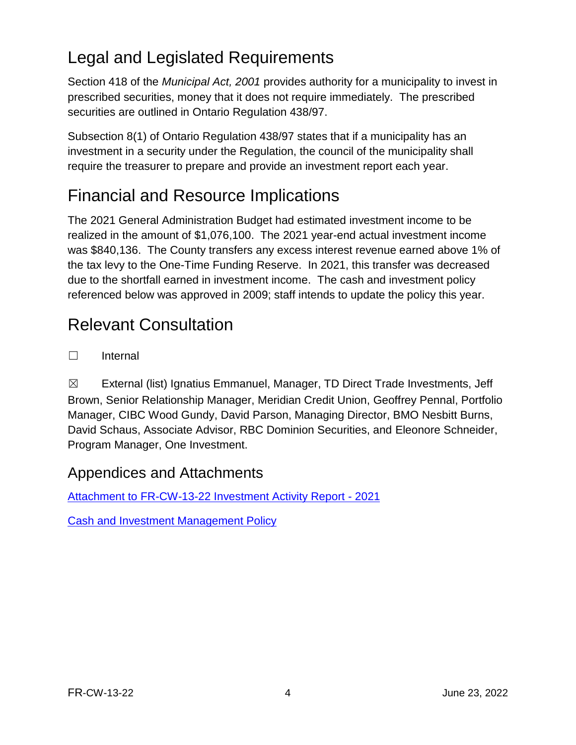## Legal and Legislated Requirements

Section 418 of the *Municipal Act, 2001* provides authority for a municipality to invest in prescribed securities, money that it does not require immediately. The prescribed securities are outlined in Ontario Regulation 438/97.

Subsection 8(1) of Ontario Regulation 438/97 states that if a municipality has an investment in a security under the Regulation, the council of the municipality shall require the treasurer to prepare and provide an investment report each year.

## Financial and Resource Implications

The 2021 General Administration Budget had estimated investment income to be realized in the amount of $1,076,100. The 2021 year-end actual investment income was $840,136. The County transfers any excess interest revenue earned above 1% of the tax levy to the One-Time Funding Reserve. In 2021, this transfer was decreased due to the shortfall earned in investment income. The cash and investment policy referenced below was approved in 2009; staff intends to update the policy this year.

## Relevant Consultation

☐ Internal

☒ External (list) Ignatius Emmanuel, Manager, TD Direct Trade Investments, Jeff Brown, Senior Relationship Manager, Meridian Credit Union, Geoffrey Pennal, Portfolio Manager, CIBC Wood Gundy, David Parson, Managing Director, BMO Nesbitt Burns, David Schaus, Associate Advisor, RBC Dominion Securities, and Eleonore Schneider, Program Manager, One Investment.

### Appendices and Attachments

Attachment to FR-CW-13-22 Investment Activity Report - 2021

Cash and Investment Management Policy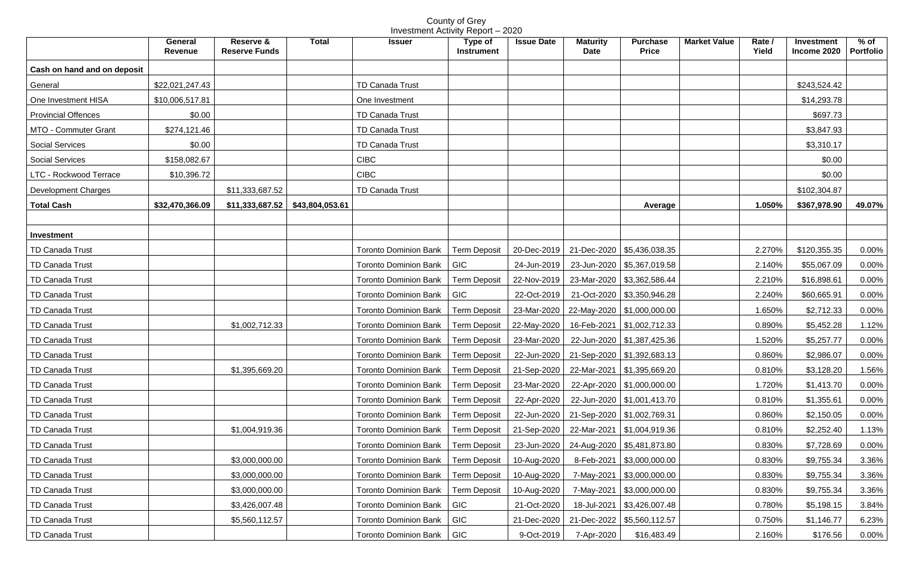# County of Grey
## Investment Activity Report – 2020

| | General Revenue | Reserve & Reserve Funds | Total | Issuer | Type of Instrument | Issue Date | Maturity Date | Purchase Price | Market Value | Rate / Yield | Investment Income 2020 | % of Portfolio |
|---|---|---|---|---|---|---|---|---|---|---|---|---|
| **Cash on hand and on deposit** | | | | | | | | | | | | |
| General | $22,021,247.43 | | | TD Canada Trust | | | | | | | $243,524.42 | |
| One Investment HISA | $10,006,517.81 | | | One Investment | | | | | | | $14,293.78 | |
| Provincial Offences | $0.00 | | | TD Canada Trust | | | | | | | $697.73 | |
| MTO - Commuter Grant | $274,121.46 | | | TD Canada Trust | | | | | | | $3,847.93 | |
| Social Services | $0.00 | | | TD Canada Trust | | | | | | | $3,310.17 | |
| Social Services | $158,082.67 | | | CIBC | | | | | | | $0.00 | |
| LTC - Rockwood Terrace | $10,396.72 | | | CIBC | | | | | | | $0.00 | |
| Development Charges | | $11,333,687.52 | | TD Canada Trust | | | | | | | $102,304.87 | |
| **Total Cash** | **$32,470,366.09** | **$11,333,687.52** | **$43,804,053.61** | | | | | **Average** | | **1.050%** | **$367,978.90** | **49.07%** |
| | | | | | | | | | | | | |
| **Investment** | | | | | | | | | | | | |
| TD Canada Trust | | | | Toronto Dominion Bank | Term Deposit | 20-Dec-2019 | 21-Dec-2020 | $5,436,038.35 | | 2.270% | $120,355.35 | 0.00% |
| TD Canada Trust | | | | Toronto Dominion Bank | GIC | 24-Jun-2019 | 23-Jun-2020 | $5,367,019.58 | | 2.140% | $55,067.09 | 0.00% |
| TD Canada Trust | | | | Toronto Dominion Bank | Term Deposit | 22-Nov-2019 | 23-Mar-2020 | $3,362,586.44 | | 2.210% | $16,898.61 | 0.00% |
| TD Canada Trust | | | | Toronto Dominion Bank | GIC | 22-Oct-2019 | 21-Oct-2020 | $3,350,946.28 | | 2.240% | $60,665.91 | 0.00% |
| TD Canada Trust | | | | Toronto Dominion Bank | Term Deposit | 23-Mar-2020 | 22-May-2020 | $1,000,000.00 | | 1.650% | $2,712.33 | 0.00% |
| TD Canada Trust | | $1,002,712.33 | | Toronto Dominion Bank | Term Deposit | 22-May-2020 | 16-Feb-2021 | $1,002,712.33 | | 0.890% | $5,452.28 | 1.12% |
| TD Canada Trust | | | | Toronto Dominion Bank | Term Deposit | 23-Mar-2020 | 22-Jun-2020 | $1,387,425.36 | | 1.520% | $5,257.77 | 0.00% |
| TD Canada Trust | | | | Toronto Dominion Bank | Term Deposit | 22-Jun-2020 | 21-Sep-2020 | $1,392,683.13 | | 0.860% | $2,986.07 | 0.00% |
| TD Canada Trust | | $1,395,669.20 | | Toronto Dominion Bank | Term Deposit | 21-Sep-2020 | 22-Mar-2021 | $1,395,669.20 | | 0.810% | $3,128.20 | 1.56% |
| TD Canada Trust | | | | Toronto Dominion Bank | Term Deposit | 23-Mar-2020 | 22-Apr-2020 | $1,000,000.00 | | 1.720% | $1,413.70 | 0.00% |
| TD Canada Trust | | | | Toronto Dominion Bank | Term Deposit | 22-Apr-2020 | 22-Jun-2020 | $1,001,413.70 | | 0.810% | $1,355.61 | 0.00% |
| TD Canada Trust | | | | Toronto Dominion Bank | Term Deposit | 22-Jun-2020 | 21-Sep-2020 | $1,002,769.31 | | 0.860% | $2,150.05 | 0.00% |
| TD Canada Trust | | $1,004,919.36 | | Toronto Dominion Bank | Term Deposit | 21-Sep-2020 | 22-Mar-2021 | $1,004,919.36 | | 0.810% | $2,252.40 | 1.13% |
| TD Canada Trust | | | | Toronto Dominion Bank | Term Deposit | 23-Jun-2020 | 24-Aug-2020 | $5,481,873.80 | | 0.830% | $7,728.69 | 0.00% |
| TD Canada Trust | | $3,000,000.00 | | Toronto Dominion Bank | Term Deposit | 10-Aug-2020 | 8-Feb-2021 | $3,000,000.00 | | 0.830% | $9,755.34 | 3.36% |
| TD Canada Trust | | $3,000,000.00 | | Toronto Dominion Bank | Term Deposit | 10-Aug-2020 | 7-May-2021 | $3,000,000.00 | | 0.830% | $9,755.34 | 3.36% |
| TD Canada Trust | | $3,000,000.00 | | Toronto Dominion Bank | Term Deposit | 10-Aug-2020 | 7-May-2021 | $3,000,000.00 | | 0.830% | $9,755.34 | 3.36% |
| TD Canada Trust | | $3,426,007.48 | | Toronto Dominion Bank | GIC | 21-Oct-2020 | 18-Jul-2021 | $3,426,007.48 | | 0.780% | $5,198.15 | 3.84% |
| TD Canada Trust | | $5,560,112.57 | | Toronto Dominion Bank | GIC | 21-Dec-2020 | 21-Dec-2022 | $5,560,112.57 | | 0.750% | $1,146.77 | 6.23% |
| TD Canada Trust | | | | Toronto Dominion Bank | GIC | 9-Oct-2019 | 7-Apr-2020 | $16,483.49 | | 2.160% | $176.56 | 0.00% |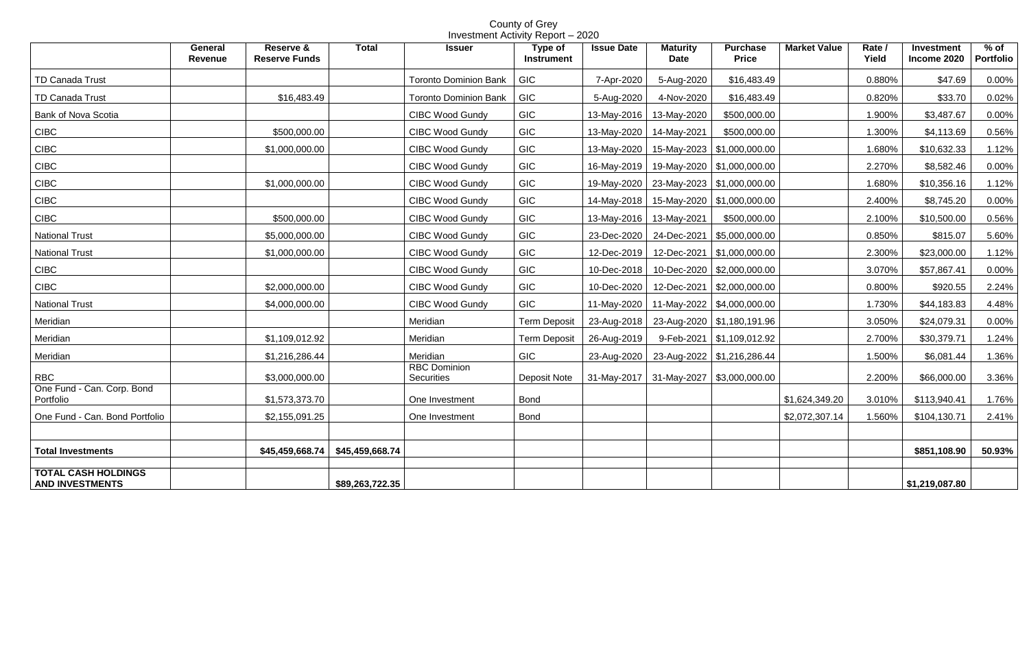County of Grey
Investment Activity Report – 2020

| | General Revenue | Reserve & Reserve Funds | Total | Issuer | Type of Instrument | Issue Date | Maturity Date | Purchase Price | Market Value | Rate / Yield | Investment Income 2020 | % of Portfolio |
|---|---|---|---|---|---|---|---|---|---|---|---|---|
| TD Canada Trust | | | | Toronto Dominion Bank | GIC | 7-Apr-2020 | 5-Aug-2020 | $16,483.49 | | 0.880% | $47.69 | 0.00% |
| TD Canada Trust | | $16,483.49 | | Toronto Dominion Bank | GIC | 5-Aug-2020 | 4-Nov-2020 | $16,483.49 | | 0.820% | $33.70 | 0.02% |
| Bank of Nova Scotia | | | | CIBC Wood Gundy | GIC | 13-May-2016 | 13-May-2020 | $500,000.00 | | 1.900% | $3,487.67 | 0.00% |
| CIBC | | $500,000.00 | | CIBC Wood Gundy | GIC | 13-May-2020 | 14-May-2021 | $500,000.00 | | 1.300% | $4,113.69 | 0.56% |
| CIBC | | $1,000,000.00 | | CIBC Wood Gundy | GIC | 13-May-2020 | 15-May-2023 | $1,000,000.00 | | 1.680% | $10,632.33 | 1.12% |
| CIBC | | | | CIBC Wood Gundy | GIC | 16-May-2019 | 19-May-2020 | $1,000,000.00 | | 2.270% | $8,582.46 | 0.00% |
| CIBC | | $1,000,000.00 | | CIBC Wood Gundy | GIC | 19-May-2020 | 23-May-2023 | $1,000,000.00 | | 1.680% | $10,356.16 | 1.12% |
| CIBC | | | | CIBC Wood Gundy | GIC | 14-May-2018 | 15-May-2020 | $1,000,000.00 | | 2.400% | $8,745.20 | 0.00% |
| CIBC | | $500,000.00 | | CIBC Wood Gundy | GIC | 13-May-2016 | 13-May-2021 | $500,000.00 | | 2.100% | $10,500.00 | 0.56% |
| National Trust | | $5,000,000.00 | | CIBC Wood Gundy | GIC | 23-Dec-2020 | 24-Dec-2021 | $5,000,000.00 | | 0.850% | $815.07 | 5.60% |
| National Trust | | $1,000,000.00 | | CIBC Wood Gundy | GIC | 12-Dec-2019 | 12-Dec-2021 | $1,000,000.00 | | 2.300% | $23,000.00 | 1.12% |
| CIBC | | | | CIBC Wood Gundy | GIC | 10-Dec-2018 | 10-Dec-2020 | $2,000,000.00 | | 3.070% | $57,867.41 | 0.00% |
| CIBC | | $2,000,000.00 | | CIBC Wood Gundy | GIC | 10-Dec-2020 | 12-Dec-2021 | $2,000,000.00 | | 0.800% | $920.55 | 2.24% |
| National Trust | | $4,000,000.00 | | CIBC Wood Gundy | GIC | 11-May-2020 | 11-May-2022 | $4,000,000.00 | | 1.730% | $44,183.83 | 4.48% |
| Meridian | | | | Meridian | Term Deposit | 23-Aug-2018 | 23-Aug-2020 | $1,180,191.96 | | 3.050% | $24,079.31 | 0.00% |
| Meridian | | $1,109,012.92 | | Meridian | Term Deposit | 26-Aug-2019 | 9-Feb-2021 | $1,109,012.92 | | 2.700% | $30,379.71 | 1.24% |
| Meridian | | $1,216,286.44 | | Meridian | GIC | 23-Aug-2020 | 23-Aug-2022 | $1,216,286.44 | | 1.500% | $6,081.44 | 1.36% |
| RBC | | $3,000,000.00 | | RBC Dominion Securities | Deposit Note | 31-May-2017 | 31-May-2027 | $3,000,000.00 | | 2.200% | $66,000.00 | 3.36% |
| One Fund - Can. Corp. Bond Portfolio | | $1,573,373.70 | | One Investment | Bond | | | | $1,624,349.20 | 3.010% | $113,940.41 | 1.76% |
| One Fund - Can. Bond Portfolio | | $2,155,091.25 | | One Investment | Bond | | | | $2,072,307.14 | 1.560% | $104,130.71 | 2.41% |
| | | | | | | | | | | | | |
| **Total Investments** | | **$45,459,668.74** | **$45,459,668.74** | | | | | | | | **$851,108.90** | **50.93%** |
| **TOTAL CASH HOLDINGS AND INVESTMENTS** | | | **$89,263,722.35** | | | | | | | | **$1,219,087.80** | |